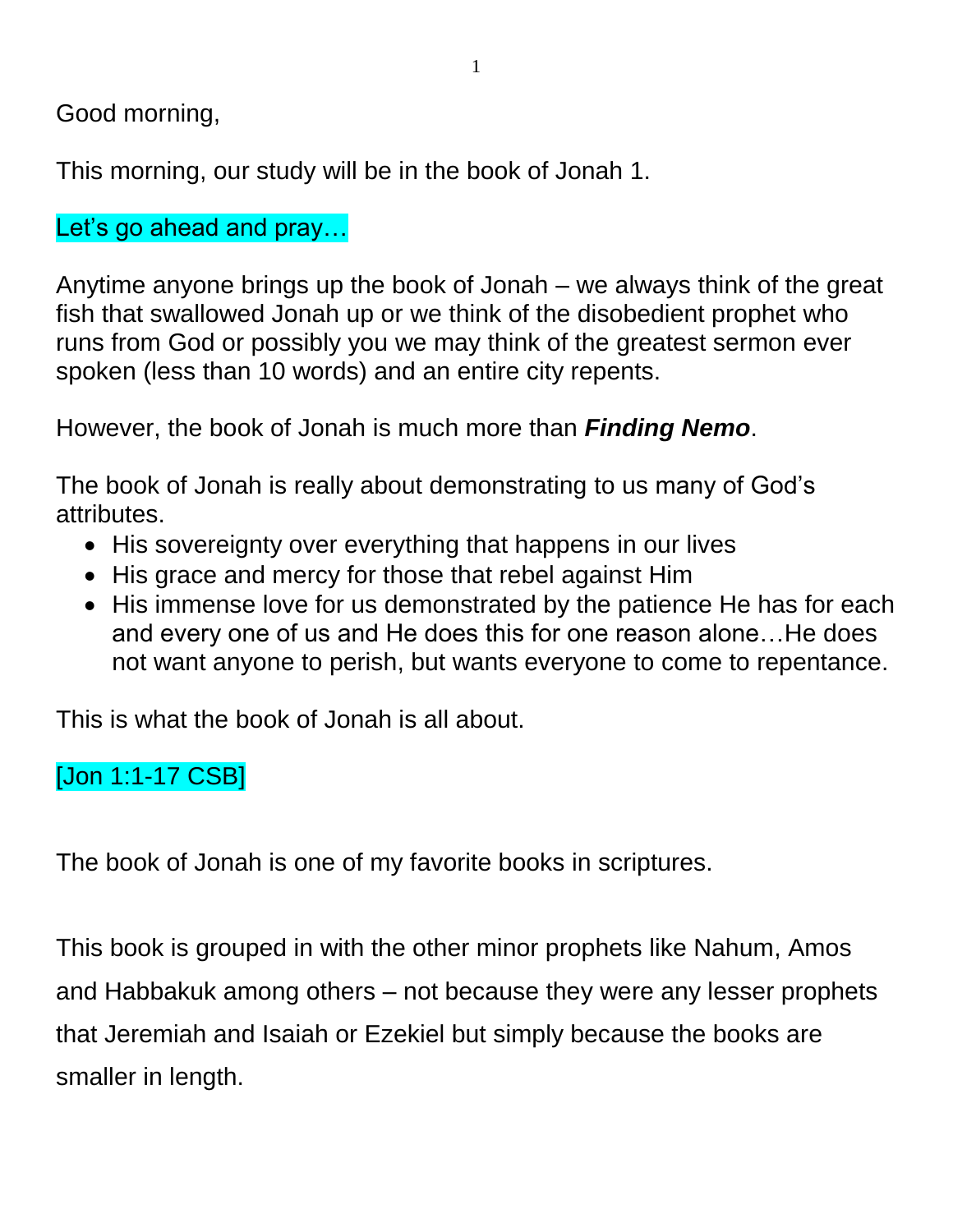Good morning,

This morning, our study will be in the book of Jonah 1.

Let's go ahead and pray…

Anytime anyone brings up the book of Jonah – we always think of the great fish that swallowed Jonah up or we think of the disobedient prophet who runs from God or possibly you we may think of the greatest sermon ever spoken (less than 10 words) and an entire city repents.

However, the book of Jonah is much more than ***Finding Nemo***.

The book of Jonah is really about demonstrating to us many of God's attributes.

- His sovereignty over everything that happens in our lives
- His grace and mercy for those that rebel against Him
- His immense love for us demonstrated by the patience He has for each and every one of us and He does this for one reason alone…He does not want anyone to perish, but wants everyone to come to repentance.

This is what the book of Jonah is all about.

[Jon 1:1-17 CSB]

The book of Jonah is one of my favorite books in scriptures.

This book is grouped in with the other minor prophets like Nahum, Amos and Habbakuk among others – not because they were any lesser prophets that Jeremiah and Isaiah or Ezekiel but simply because the books are smaller in length.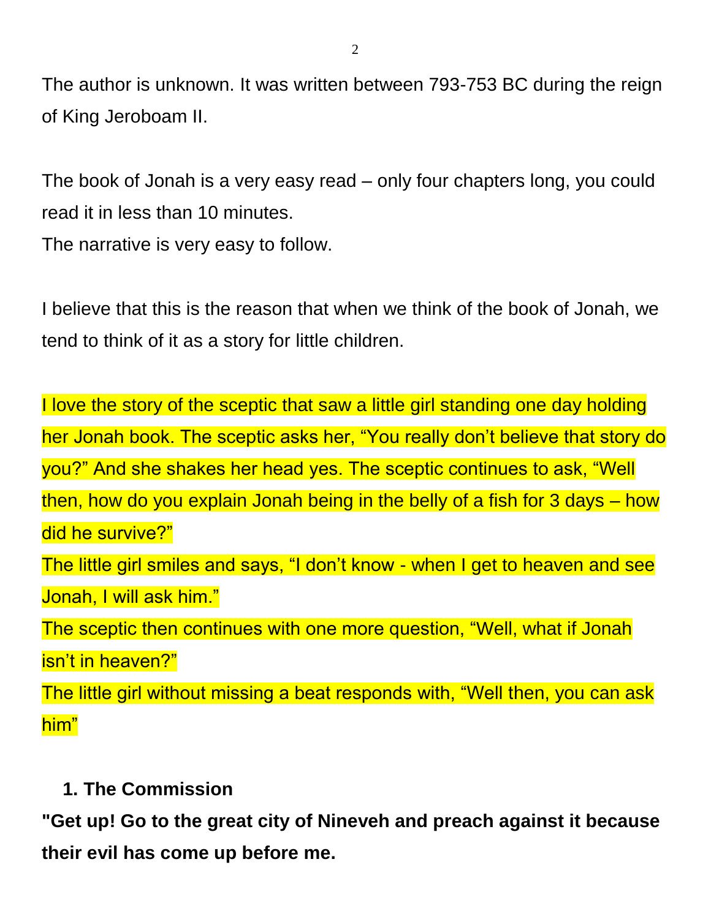The author is unknown. It was written between 793-753 BC during the reign of King Jeroboam II.

The book of Jonah is a very easy read – only four chapters long, you could read it in less than 10 minutes.
The narrative is very easy to follow.

I believe that this is the reason that when we think of the book of Jonah, we tend to think of it as a story for little children.

I love the story of the sceptic that saw a little girl standing one day holding her Jonah book. The sceptic asks her, “You really don’t believe that story do you?” And she shakes her head yes. The sceptic continues to ask, “Well then, how do you explain Jonah being in the belly of a fish for 3 days – how did he survive?”
The little girl smiles and says, “I don’t know - when I get to heaven and see Jonah, I will ask him.”
The sceptic then continues with one more question, “Well, what if Jonah isn’t in heaven?”
The little girl without missing a beat responds with, “Well then, you can ask him”

1. **The Commission**

**"Get up! Go to the great city of Nineveh and preach against it because their evil has come up before me.**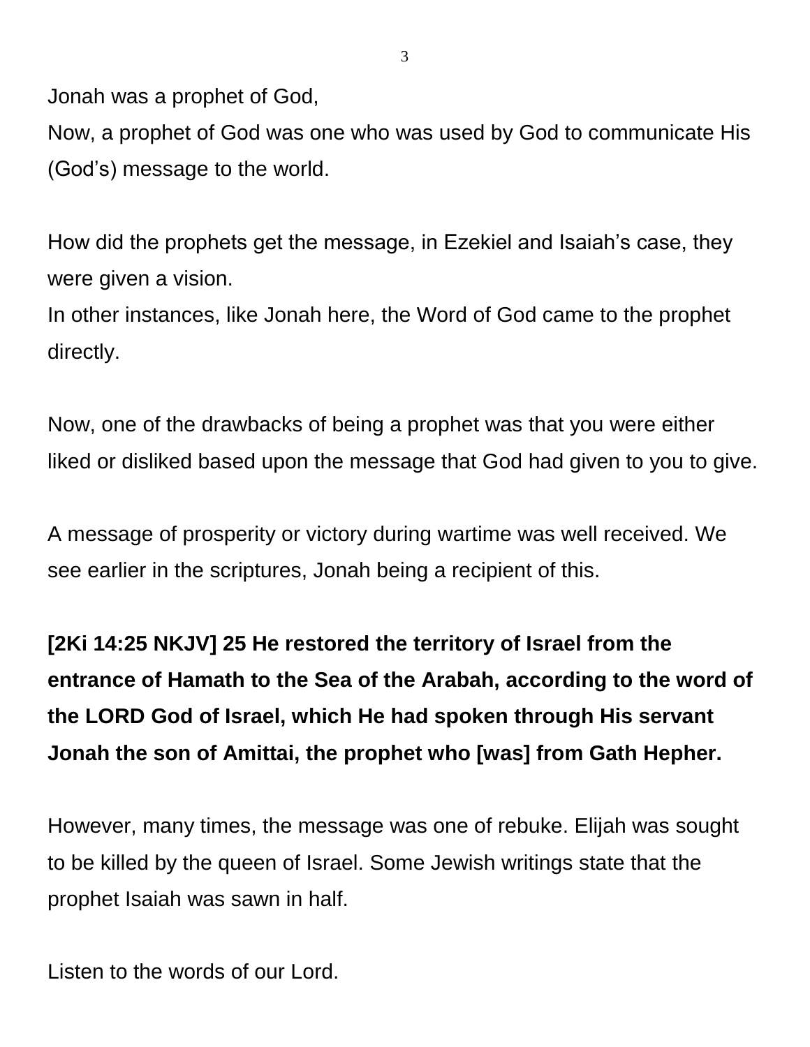Jonah was a prophet of God,
Now, a prophet of God was one who was used by God to communicate His (God's) message to the world.

How did the prophets get the message, in Ezekiel and Isaiah's case, they were given a vision.
In other instances, like Jonah here, the Word of God came to the prophet directly.

Now, one of the drawbacks of being a prophet was that you were either liked or disliked based upon the message that God had given to you to give.

A message of prosperity or victory during wartime was well received. We see earlier in the scriptures, Jonah being a recipient of this.

**[2Ki 14:25 NKJV] 25 He restored the territory of Israel from the entrance of Hamath to the Sea of the Arabah, according to the word of the LORD God of Israel, which He had spoken through His servant Jonah the son of Amittai, the prophet who [was] from Gath Hepher.**

However, many times, the message was one of rebuke. Elijah was sought to be killed by the queen of Israel. Some Jewish writings state that the prophet Isaiah was sawn in half.

Listen to the words of our Lord.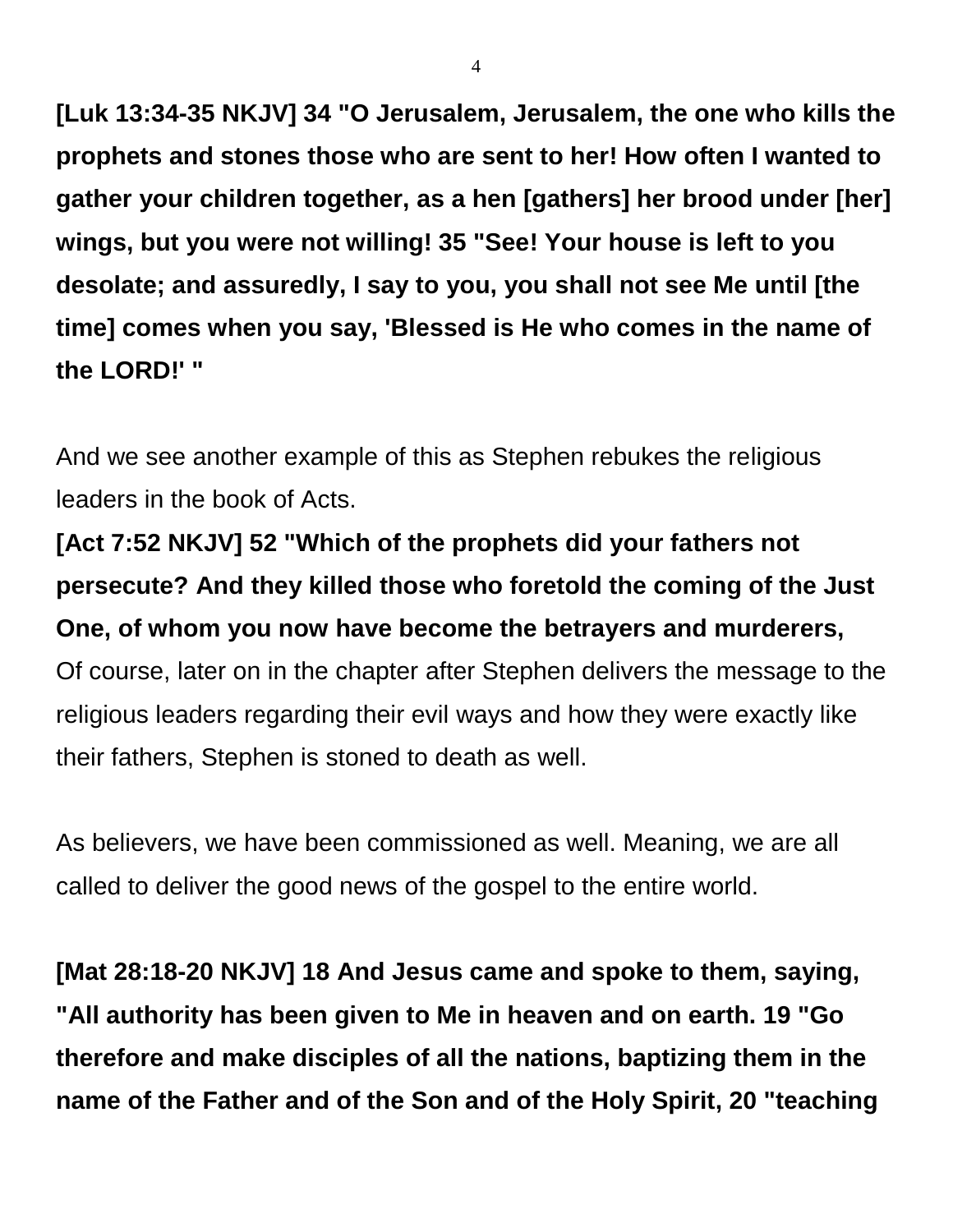**[Luk 13:34-35 NKJV] 34 "O Jerusalem, Jerusalem, the one who kills the prophets and stones those who are sent to her! How often I wanted to gather your children together, as a hen [gathers] her brood under [her] wings, but you were not willing! 35 "See! Your house is left to you desolate; and assuredly, I say to you, you shall not see Me until [the time] comes when you say, 'Blessed is He who comes in the name of the LORD!' "**

And we see another example of this as Stephen rebukes the religious leaders in the book of Acts.

**[Act 7:52 NKJV] 52 "Which of the prophets did your fathers not persecute? And they killed those who foretold the coming of the Just One, of whom you now have become the betrayers and murderers,**
Of course, later on in the chapter after Stephen delivers the message to the religious leaders regarding their evil ways and how they were exactly like their fathers, Stephen is stoned to death as well.

As believers, we have been commissioned as well. Meaning, we are all called to deliver the good news of the gospel to the entire world.

**[Mat 28:18-20 NKJV] 18 And Jesus came and spoke to them, saying, "All authority has been given to Me in heaven and on earth. 19 "Go therefore and make disciples of all the nations, baptizing them in the name of the Father and of the Son and of the Holy Spirit, 20 "teaching**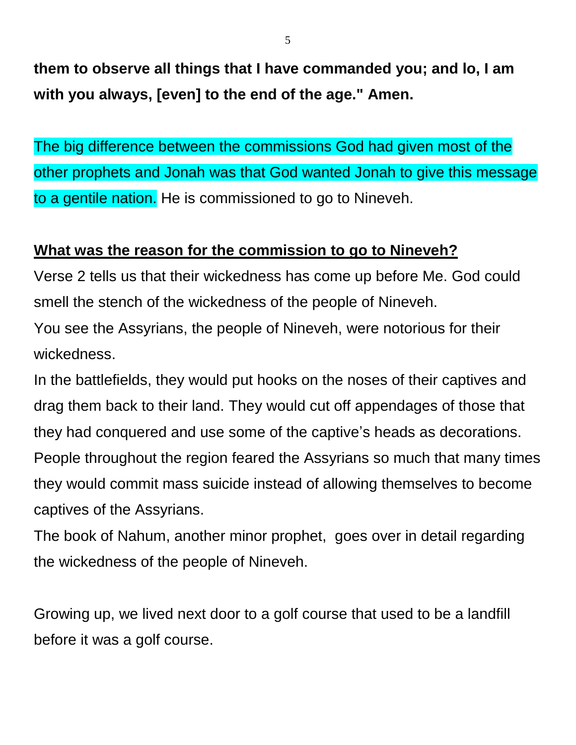**them to observe all things that I have commanded you; and lo, I am with you always, [even] to the end of the age." Amen.**

The big difference between the commissions God had given most of the other prophets and Jonah was that God wanted Jonah to give this message to a gentile nation. He is commissioned to go to Nineveh.

**<u>What was the reason for the commission to go to Nineveh?</u>**

Verse 2 tells us that their wickedness has come up before Me. God could smell the stench of the wickedness of the people of Nineveh.

You see the Assyrians, the people of Nineveh, were notorious for their wickedness.

In the battlefields, they would put hooks on the noses of their captives and drag them back to their land. They would cut off appendages of those that they had conquered and use some of the captive's heads as decorations. People throughout the region feared the Assyrians so much that many times they would commit mass suicide instead of allowing themselves to become captives of the Assyrians.

The book of Nahum, another minor prophet, goes over in detail regarding the wickedness of the people of Nineveh.

Growing up, we lived next door to a golf course that used to be a landfill before it was a golf course.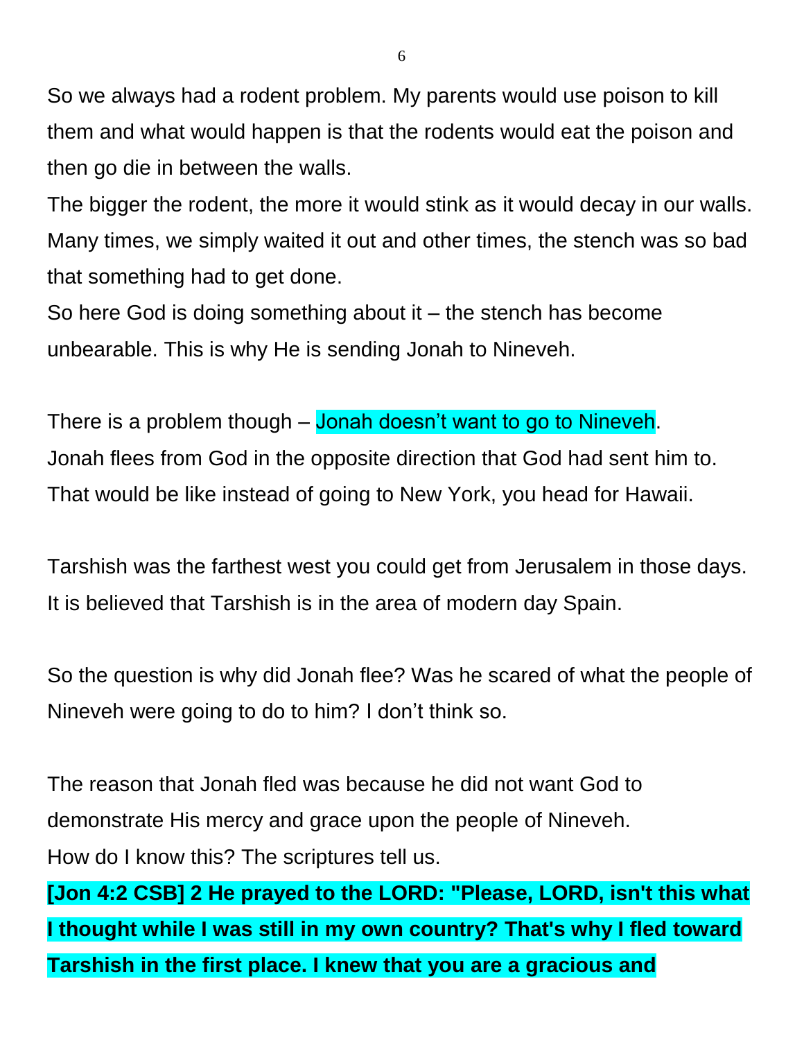So we always had a rodent problem. My parents would use poison to kill them and what would happen is that the rodents would eat the poison and then go die in between the walls.

The bigger the rodent, the more it would stink as it would decay in our walls. Many times, we simply waited it out and other times, the stench was so bad that something had to get done.

So here God is doing something about it – the stench has become unbearable. This is why He is sending Jonah to Nineveh.

There is a problem though – Jonah doesn't want to go to Nineveh.

Jonah flees from God in the opposite direction that God had sent him to. That would be like instead of going to New York, you head for Hawaii.

Tarshish was the farthest west you could get from Jerusalem in those days. It is believed that Tarshish is in the area of modern day Spain.

So the question is why did Jonah flee? Was he scared of what the people of Nineveh were going to do to him? I don't think so.

The reason that Jonah fled was because he did not want God to demonstrate His mercy and grace upon the people of Nineveh.

How do I know this? The scriptures tell us.

**[Jon 4:2 CSB] 2 He prayed to the LORD: "Please, LORD, isn't this what I thought while I was still in my own country? That's why I fled toward Tarshish in the first place. I knew that you are a gracious and**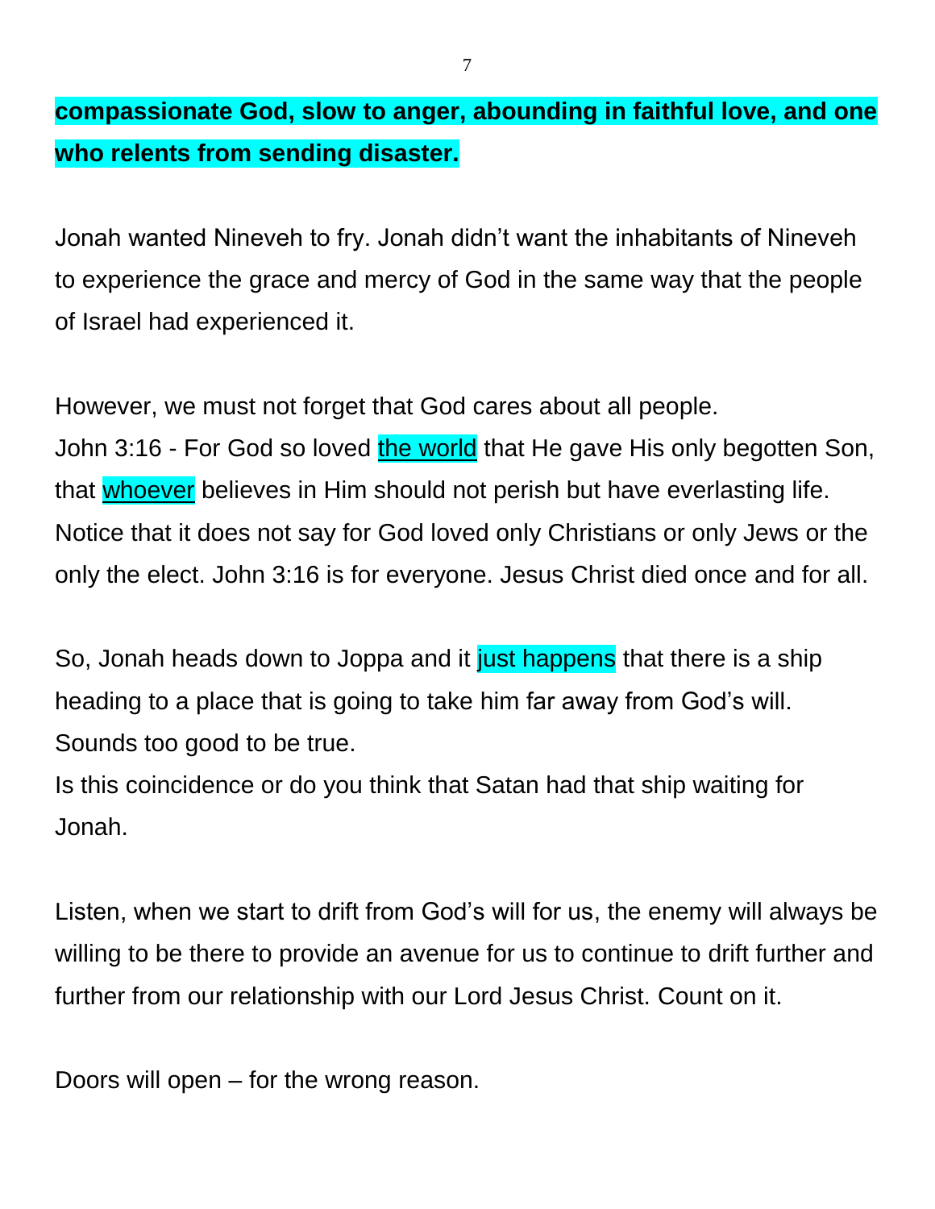**compassionate God, slow to anger, abounding in faithful love, and one who relents from sending disaster.**

Jonah wanted Nineveh to fry. Jonah didn't want the inhabitants of Nineveh to experience the grace and mercy of God in the same way that the people of Israel had experienced it.

However, we must not forget that God cares about all people.
John 3:16 - For God so loved <u>the world</u> that He gave His only begotten Son, that <u>whoever</u> believes in Him should not perish but have everlasting life.
Notice that it does not say for God loved only Christians or only Jews or the only the elect. John 3:16 is for everyone. Jesus Christ died once and for all.

So, Jonah heads down to Joppa and it just happens that there is a ship heading to a place that is going to take him far away from God's will.
Sounds too good to be true.
Is this coincidence or do you think that Satan had that ship waiting for Jonah.

Listen, when we start to drift from God's will for us, the enemy will always be willing to be there to provide an avenue for us to continue to drift further and further from our relationship with our Lord Jesus Christ. Count on it.

Doors will open – for the wrong reason.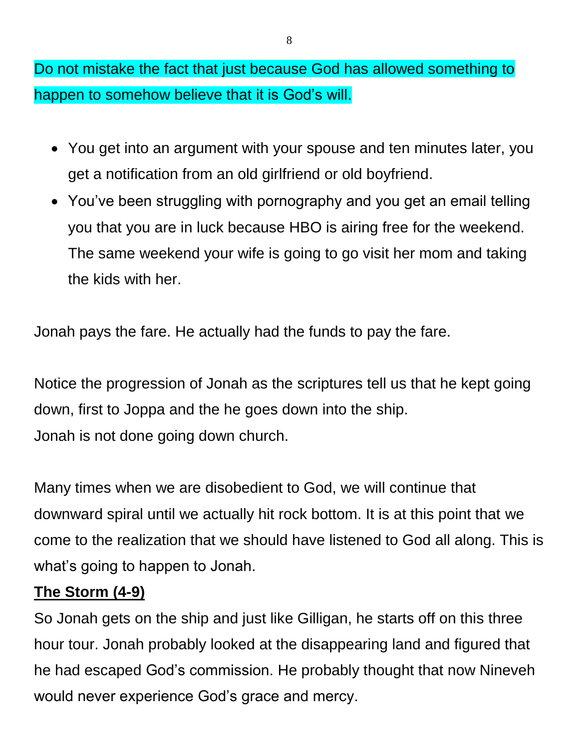Do not mistake the fact that just because God has allowed something to happen to somehow believe that it is God's will.

- You get into an argument with your spouse and ten minutes later, you get a notification from an old girlfriend or old boyfriend.
- You've been struggling with pornography and you get an email telling you that you are in luck because HBO is airing free for the weekend. The same weekend your wife is going to go visit her mom and taking the kids with her.

Jonah pays the fare. He actually had the funds to pay the fare.

Notice the progression of Jonah as the scriptures tell us that he kept going down, first to Joppa and the he goes down into the ship.
Jonah is not done going down church.

Many times when we are disobedient to God, we will continue that downward spiral until we actually hit rock bottom. It is at this point that we come to the realization that we should have listened to God all along. This is what's going to happen to Jonah.

**The Storm (4-9)**

So Jonah gets on the ship and just like Gilligan, he starts off on this three hour tour. Jonah probably looked at the disappearing land and figured that he had escaped God's commission. He probably thought that now Nineveh would never experience God's grace and mercy.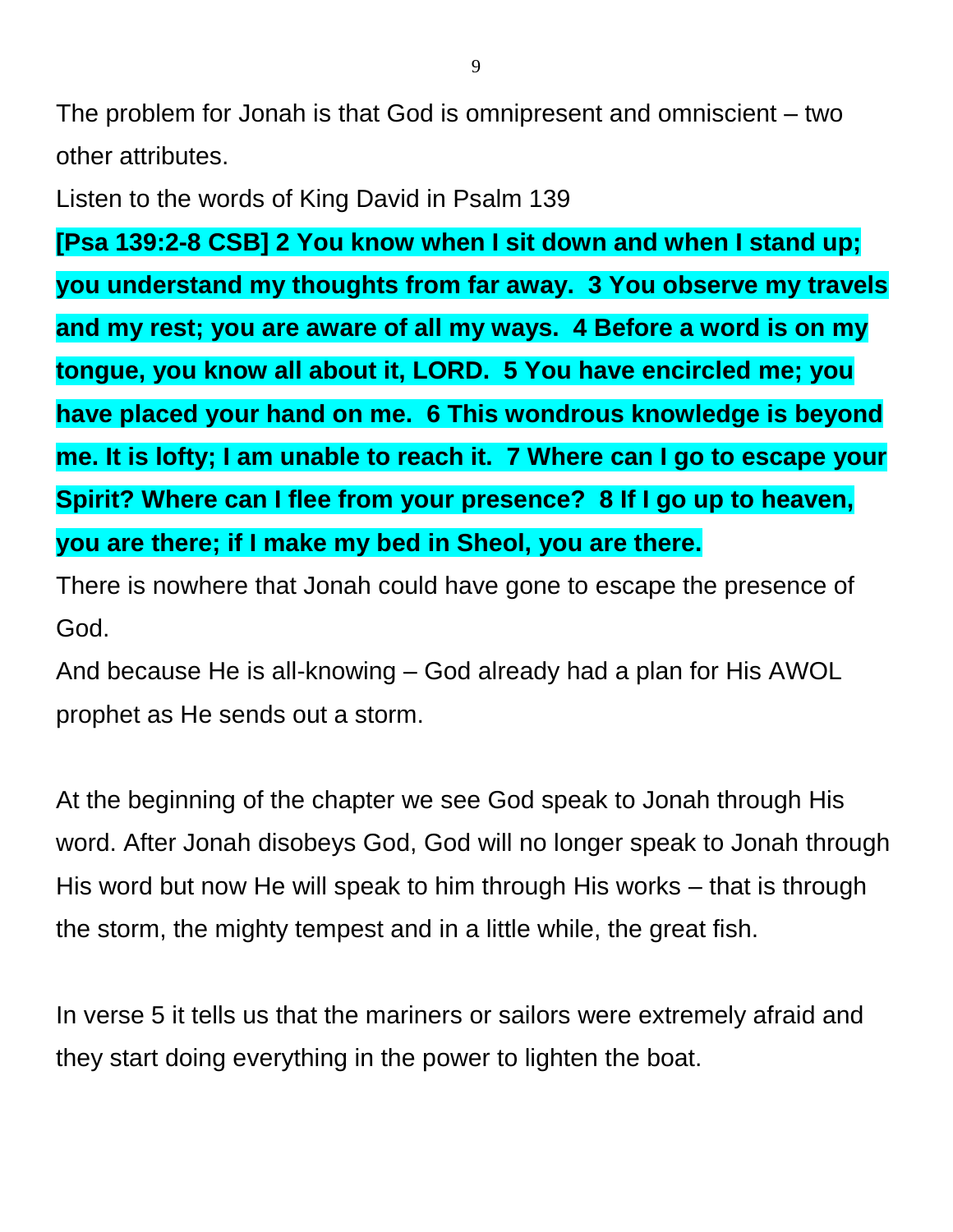The problem for Jonah is that God is omnipresent and omniscient – two other attributes.

Listen to the words of King David in Psalm 139

**[Psa 139:2-8 CSB] 2 You know when I sit down and when I stand up; you understand my thoughts from far away.  3 You observe my travels and my rest; you are aware of all my ways.  4 Before a word is on my tongue, you know all about it, LORD.  5 You have encircled me; you have placed your hand on me.  6 This wondrous knowledge is beyond me. It is lofty; I am unable to reach it.  7 Where can I go to escape your Spirit? Where can I flee from your presence?  8 If I go up to heaven, you are there; if I make my bed in Sheol, you are there.**

There is nowhere that Jonah could have gone to escape the presence of God.

And because He is all-knowing – God already had a plan for His AWOL prophet as He sends out a storm.

At the beginning of the chapter we see God speak to Jonah through His word. After Jonah disobeys God, God will no longer speak to Jonah through His word but now He will speak to him through His works – that is through the storm, the mighty tempest and in a little while, the great fish.

In verse 5 it tells us that the mariners or sailors were extremely afraid and they start doing everything in the power to lighten the boat.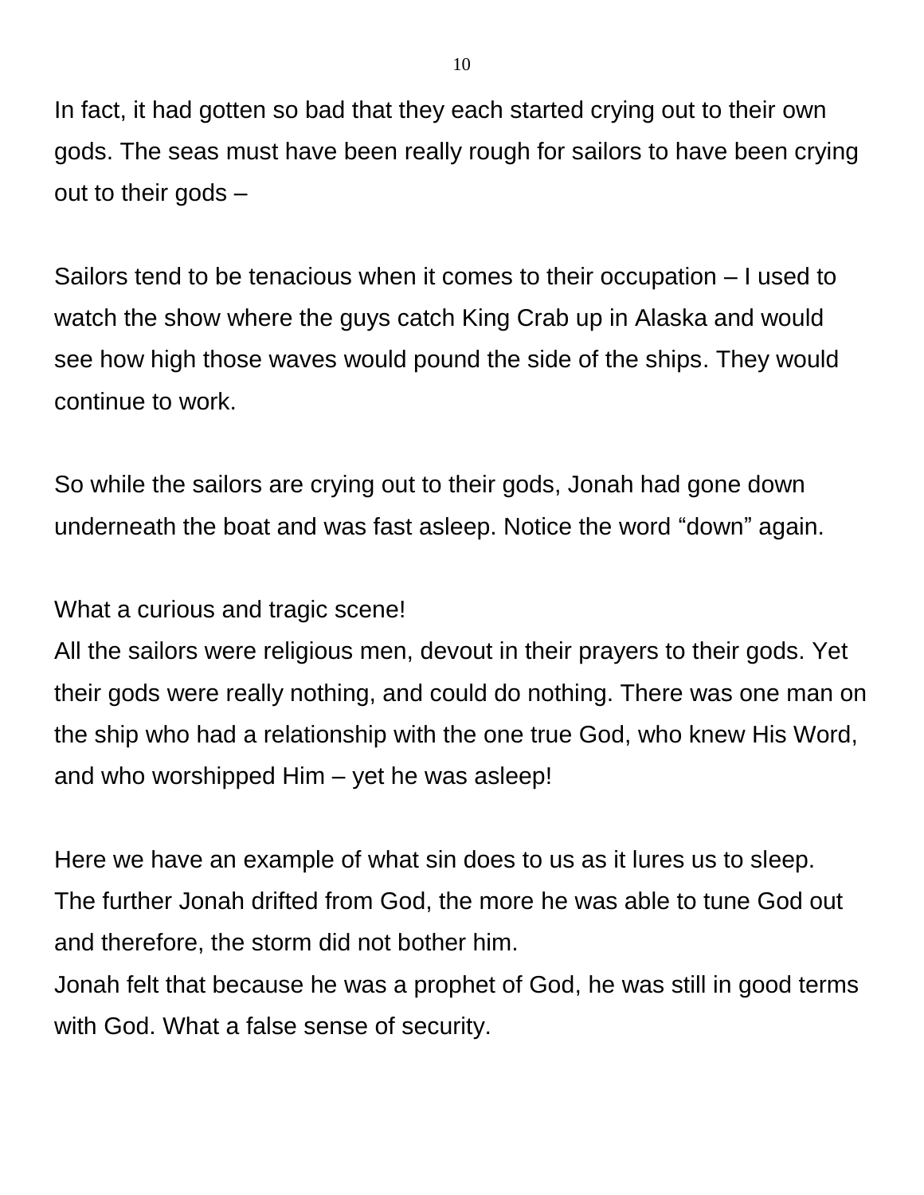In fact, it had gotten so bad that they each started crying out to their own gods. The seas must have been really rough for sailors to have been crying out to their gods –

Sailors tend to be tenacious when it comes to their occupation – I used to watch the show where the guys catch King Crab up in Alaska and would see how high those waves would pound the side of the ships. They would continue to work.

So while the sailors are crying out to their gods, Jonah had gone down underneath the boat and was fast asleep. Notice the word “down” again.

What a curious and tragic scene!
All the sailors were religious men, devout in their prayers to their gods. Yet their gods were really nothing, and could do nothing. There was one man on the ship who had a relationship with the one true God, who knew His Word, and who worshipped Him – yet he was asleep!

Here we have an example of what sin does to us as it lures us to sleep.
The further Jonah drifted from God, the more he was able to tune God out and therefore, the storm did not bother him.
Jonah felt that because he was a prophet of God, he was still in good terms with God. What a false sense of security.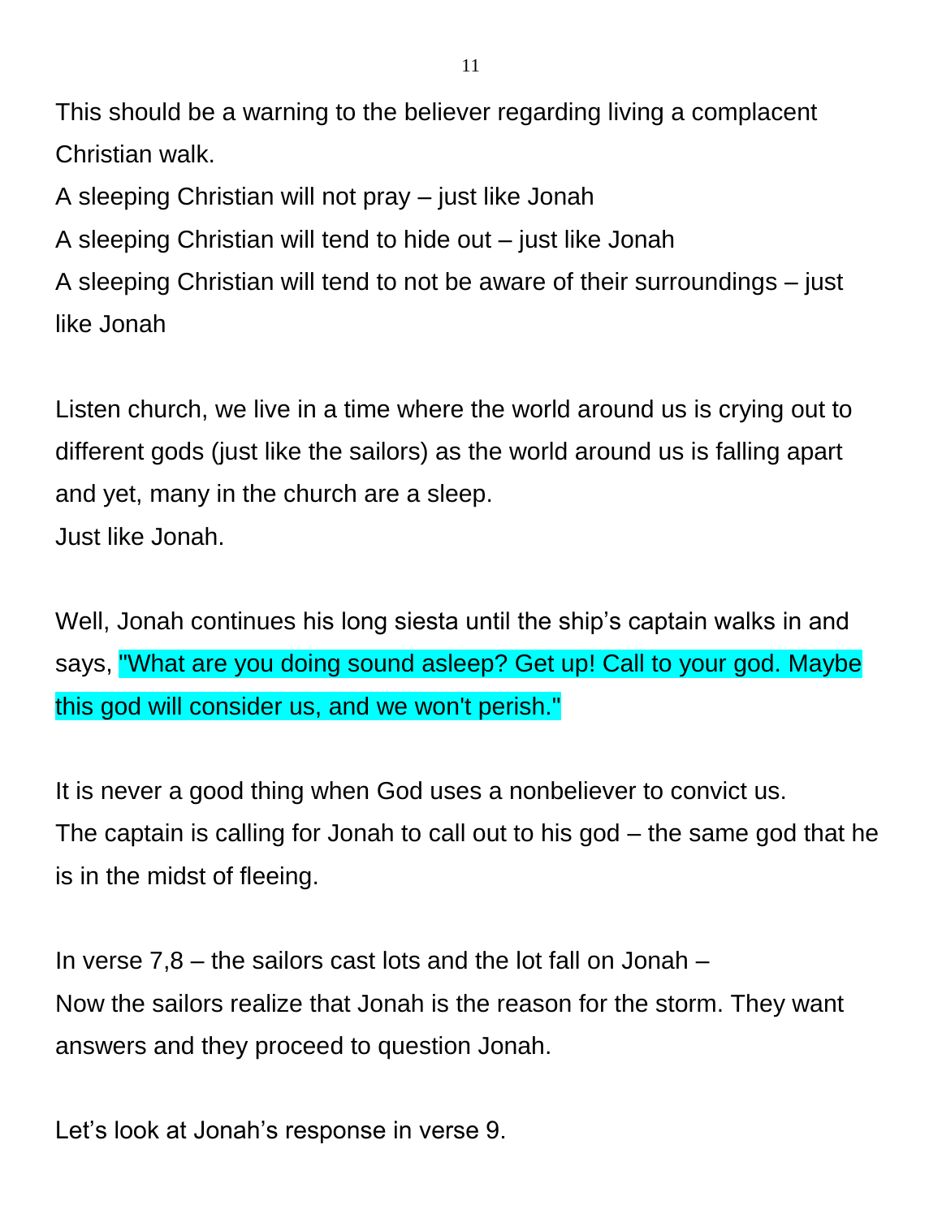This should be a warning to the believer regarding living a complacent Christian walk.

A sleeping Christian will not pray – just like Jonah

A sleeping Christian will tend to hide out – just like Jonah

A sleeping Christian will tend to not be aware of their surroundings – just like Jonah

Listen church, we live in a time where the world around us is crying out to different gods (just like the sailors) as the world around us is falling apart and yet, many in the church are a sleep.

Just like Jonah.

Well, Jonah continues his long siesta until the ship's captain walks in and says, "What are you doing sound asleep? Get up! Call to your god. Maybe this god will consider us, and we won't perish."

It is never a good thing when God uses a nonbeliever to convict us.

The captain is calling for Jonah to call out to his god – the same god that he is in the midst of fleeing.

In verse 7,8 – the sailors cast lots and the lot fall on Jonah –

Now the sailors realize that Jonah is the reason for the storm. They want answers and they proceed to question Jonah.

Let's look at Jonah's response in verse 9.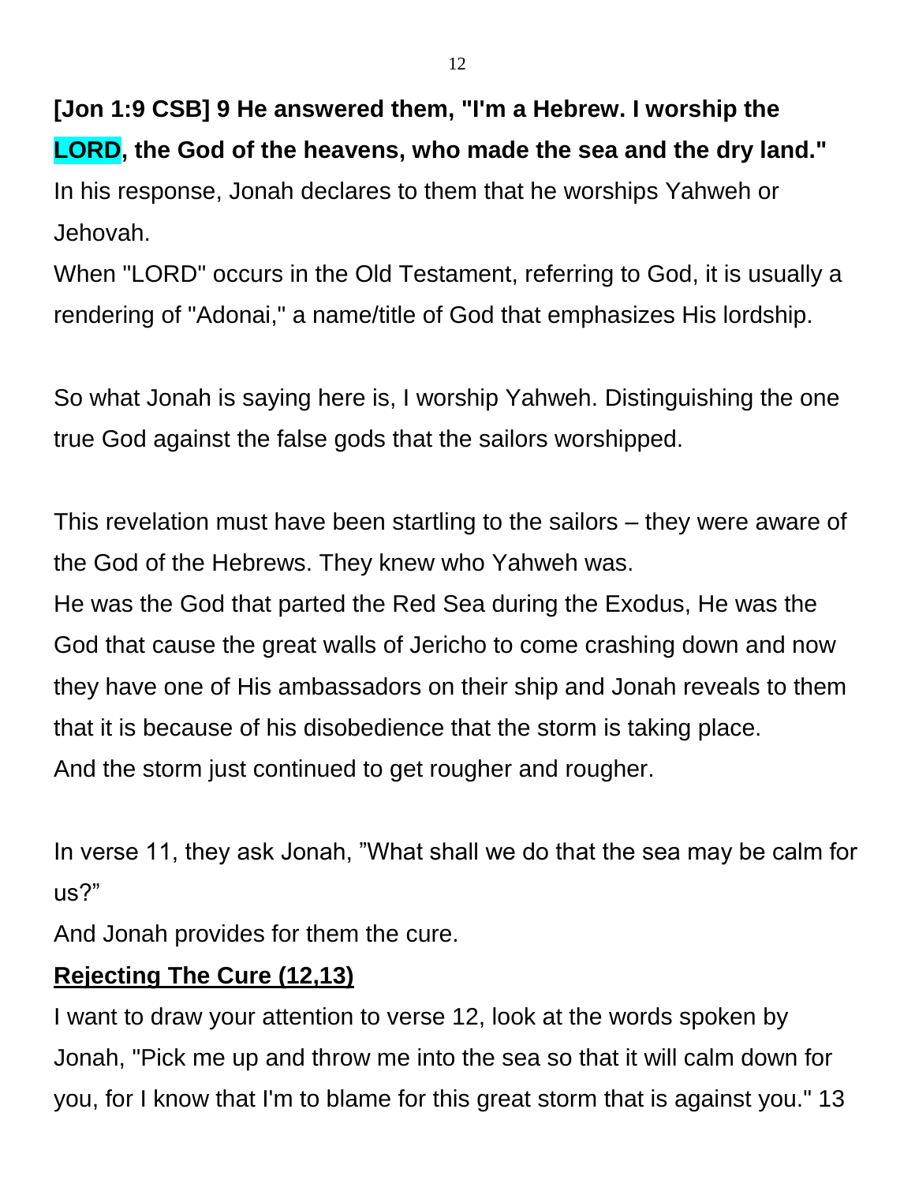**[Jon 1:9 CSB] 9 He answered them, "I'm a Hebrew. I worship the LORD, the God of the heavens, who made the sea and the dry land."**

In his response, Jonah declares to them that he worships Yahweh or Jehovah.

When "LORD" occurs in the Old Testament, referring to God, it is usually a rendering of "Adonai," a name/title of God that emphasizes His lordship.

So what Jonah is saying here is, I worship Yahweh. Distinguishing the one true God against the false gods that the sailors worshipped.

This revelation must have been startling to the sailors – they were aware of the God of the Hebrews. They knew who Yahweh was.

He was the God that parted the Red Sea during the Exodus, He was the God that cause the great walls of Jericho to come crashing down and now they have one of His ambassadors on their ship and Jonah reveals to them that it is because of his disobedience that the storm is taking place.

And the storm just continued to get rougher and rougher.

In verse 11, they ask Jonah, "What shall we do that the sea may be calm for us?"

And Jonah provides for them the cure.

**<u>Rejecting The Cure (12,13)</u>**

I want to draw your attention to verse 12, look at the words spoken by Jonah, "Pick me up and throw me into the sea so that it will calm down for you, for I know that I'm to blame for this great storm that is against you." 13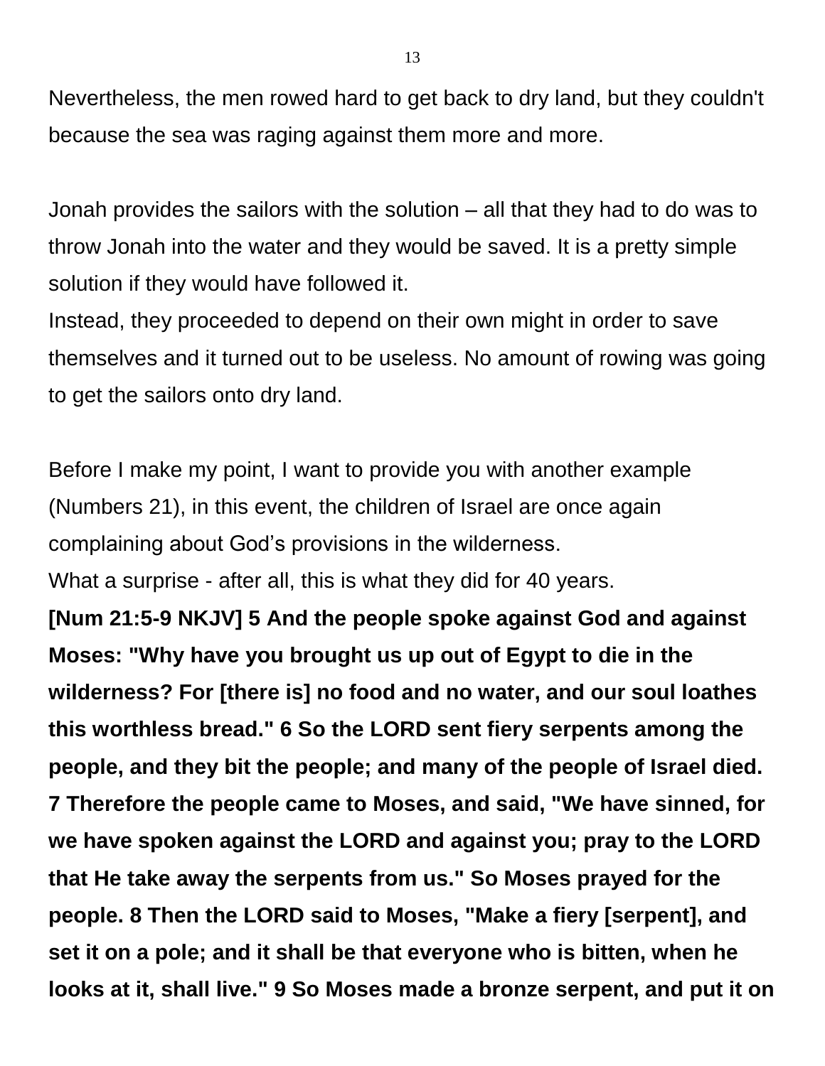Nevertheless, the men rowed hard to get back to dry land, but they couldn't because the sea was raging against them more and more.

Jonah provides the sailors with the solution – all that they had to do was to throw Jonah into the water and they would be saved. It is a pretty simple solution if they would have followed it.
Instead, they proceeded to depend on their own might in order to save themselves and it turned out to be useless. No amount of rowing was going to get the sailors onto dry land.

Before I make my point, I want to provide you with another example (Numbers 21), in this event, the children of Israel are once again complaining about God's provisions in the wilderness.
What a surprise - after all, this is what they did for 40 years.
**[Num 21:5-9 NKJV] 5 And the people spoke against God and against Moses: "Why have you brought us up out of Egypt to die in the wilderness? For [there is] no food and no water, and our soul loathes this worthless bread." 6 So the LORD sent fiery serpents among the people, and they bit the people; and many of the people of Israel died. 7 Therefore the people came to Moses, and said, "We have sinned, for we have spoken against the LORD and against you; pray to the LORD that He take away the serpents from us." So Moses prayed for the people. 8 Then the LORD said to Moses, "Make a fiery [serpent], and set it on a pole; and it shall be that everyone who is bitten, when he looks at it, shall live." 9 So Moses made a bronze serpent, and put it on**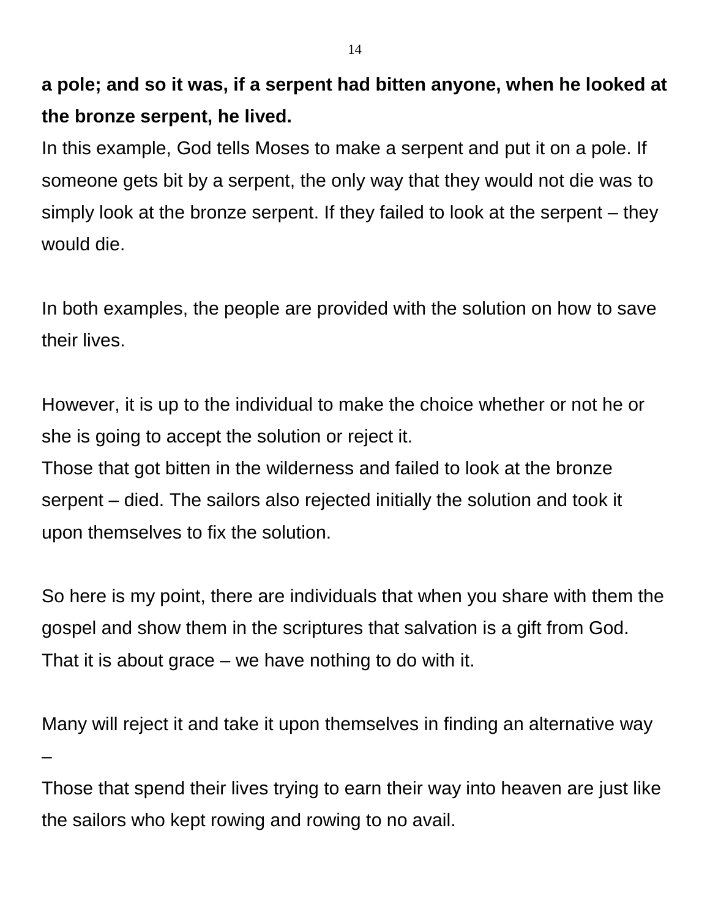**a pole; and so it was, if a serpent had bitten anyone, when he looked at the bronze serpent, he lived.**

In this example, God tells Moses to make a serpent and put it on a pole. If someone gets bit by a serpent, the only way that they would not die was to simply look at the bronze serpent. If they failed to look at the serpent – they would die.

In both examples, the people are provided with the solution on how to save their lives.

However, it is up to the individual to make the choice whether or not he or she is going to accept the solution or reject it.

Those that got bitten in the wilderness and failed to look at the bronze serpent – died. The sailors also rejected initially the solution and took it upon themselves to fix the solution.

So here is my point, there are individuals that when you share with them the gospel and show them in the scriptures that salvation is a gift from God. That it is about grace – we have nothing to do with it.

Many will reject it and take it upon themselves in finding an alternative way –

Those that spend their lives trying to earn their way into heaven are just like the sailors who kept rowing and rowing to no avail.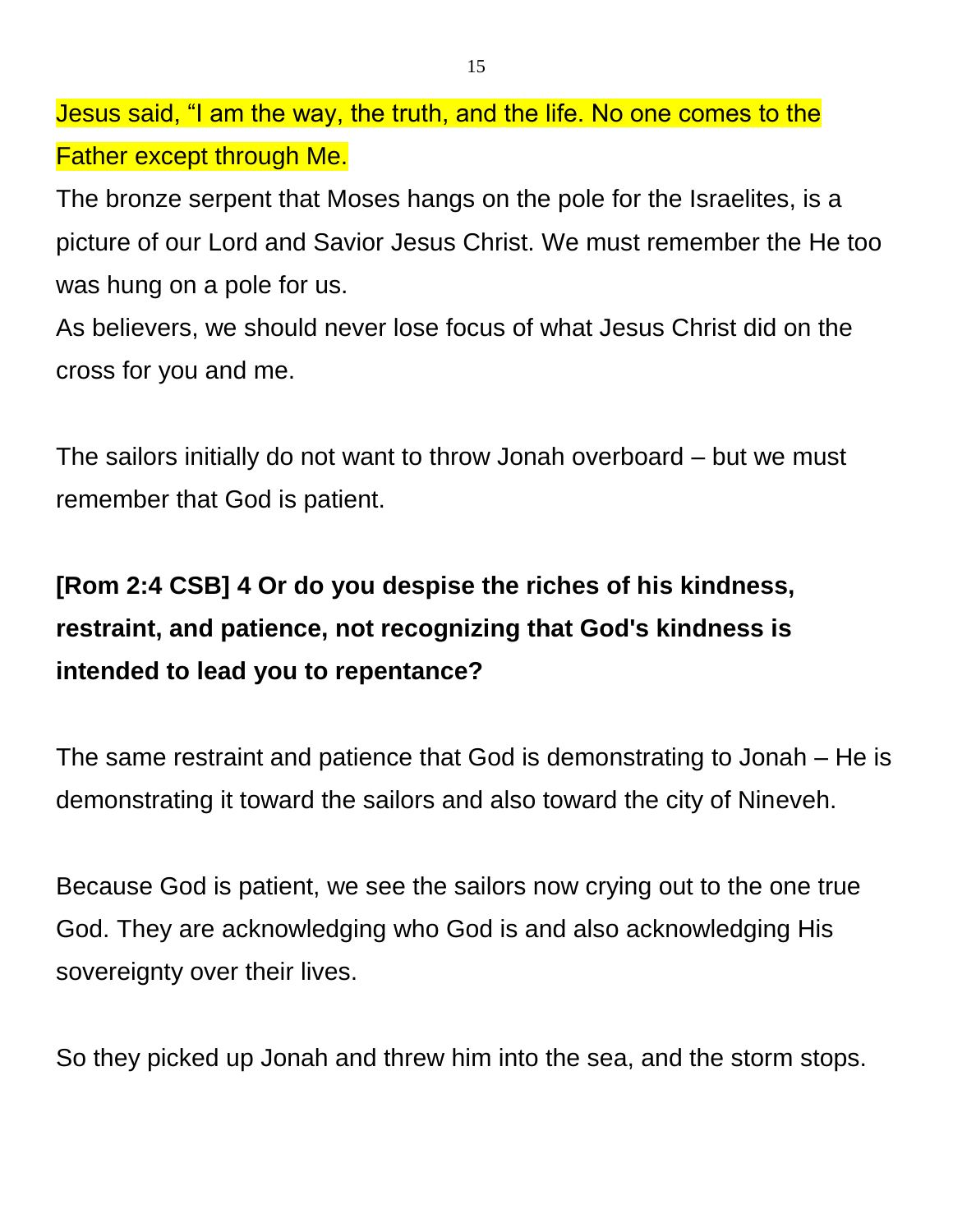Jesus said, "I am the way, the truth, and the life. No one comes to the Father except through Me.

The bronze serpent that Moses hangs on the pole for the Israelites, is a picture of our Lord and Savior Jesus Christ. We must remember the He too was hung on a pole for us.

As believers, we should never lose focus of what Jesus Christ did on the cross for you and me.

The sailors initially do not want to throw Jonah overboard – but we must remember that God is patient.

**[Rom 2:4 CSB] 4 Or do you despise the riches of his kindness, restraint, and patience, not recognizing that God's kindness is intended to lead you to repentance?**

The same restraint and patience that God is demonstrating to Jonah – He is demonstrating it toward the sailors and also toward the city of Nineveh.

Because God is patient, we see the sailors now crying out to the one true God. They are acknowledging who God is and also acknowledging His sovereignty over their lives.

So they picked up Jonah and threw him into the sea, and the storm stops.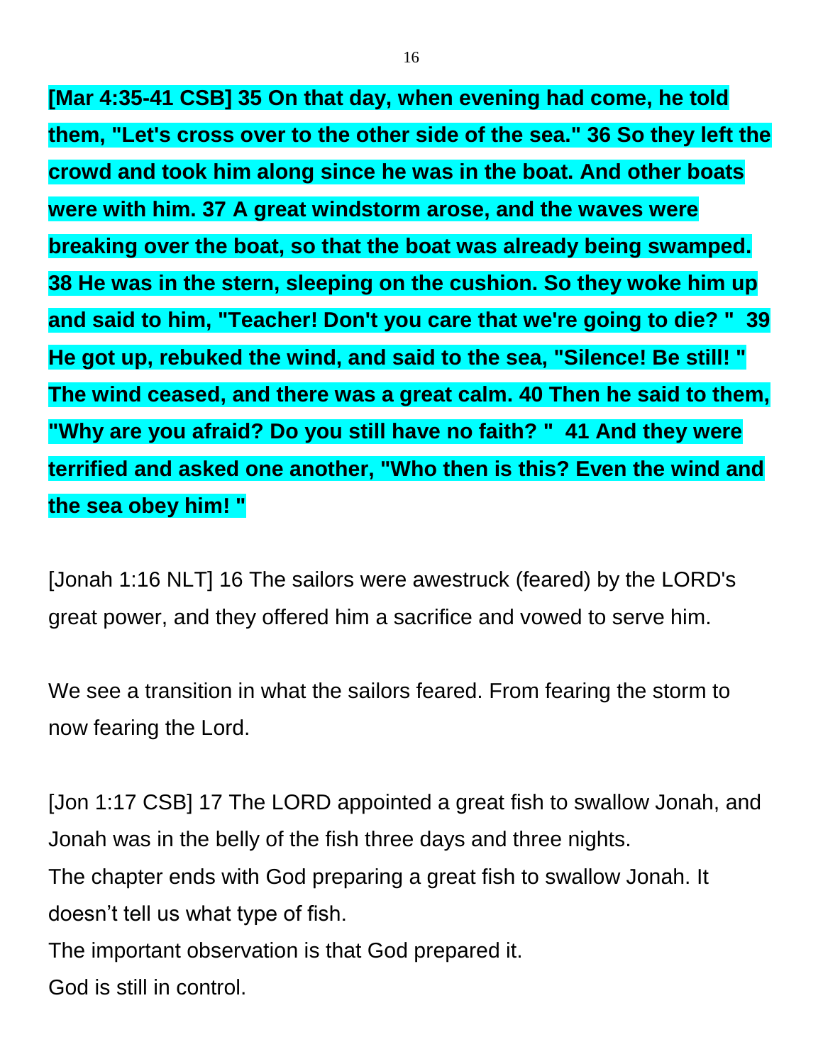**[Mar 4:35-41 CSB] 35 On that day, when evening had come, he told them, "Let's cross over to the other side of the sea." 36 So they left the crowd and took him along since he was in the boat. And other boats were with him. 37 A great windstorm arose, and the waves were breaking over the boat, so that the boat was already being swamped. 38 He was in the stern, sleeping on the cushion. So they woke him up and said to him, "Teacher! Don't you care that we're going to die? " 39 He got up, rebuked the wind, and said to the sea, "Silence! Be still! " The wind ceased, and there was a great calm. 40 Then he said to them, "Why are you afraid? Do you still have no faith? " 41 And they were terrified and asked one another, "Who then is this? Even the wind and the sea obey him! "**

[Jonah 1:16 NLT] 16 The sailors were awestruck (feared) by the LORD's great power, and they offered him a sacrifice and vowed to serve him.

We see a transition in what the sailors feared. From fearing the storm to now fearing the Lord.

[Jon 1:17 CSB] 17 The LORD appointed a great fish to swallow Jonah, and Jonah was in the belly of the fish three days and three nights.
The chapter ends with God preparing a great fish to swallow Jonah. It doesn't tell us what type of fish.
The important observation is that God prepared it.
God is still in control.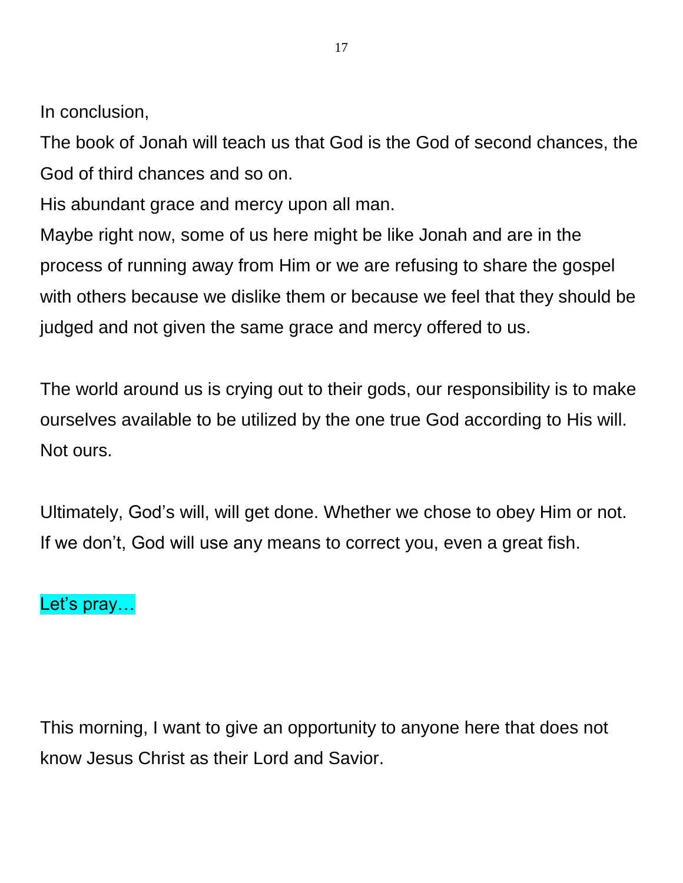In conclusion,

The book of Jonah will teach us that God is the God of second chances, the God of third chances and so on.

His abundant grace and mercy upon all man.

Maybe right now, some of us here might be like Jonah and are in the process of running away from Him or we are refusing to share the gospel with others because we dislike them or because we feel that they should be judged and not given the same grace and mercy offered to us.

The world around us is crying out to their gods, our responsibility is to make ourselves available to be utilized by the one true God according to His will. Not ours.

Ultimately, God's will, will get done. Whether we chose to obey Him or not. If we don't, God will use any means to correct you, even a great fish.

Let's pray…

This morning, I want to give an opportunity to anyone here that does not know Jesus Christ as their Lord and Savior.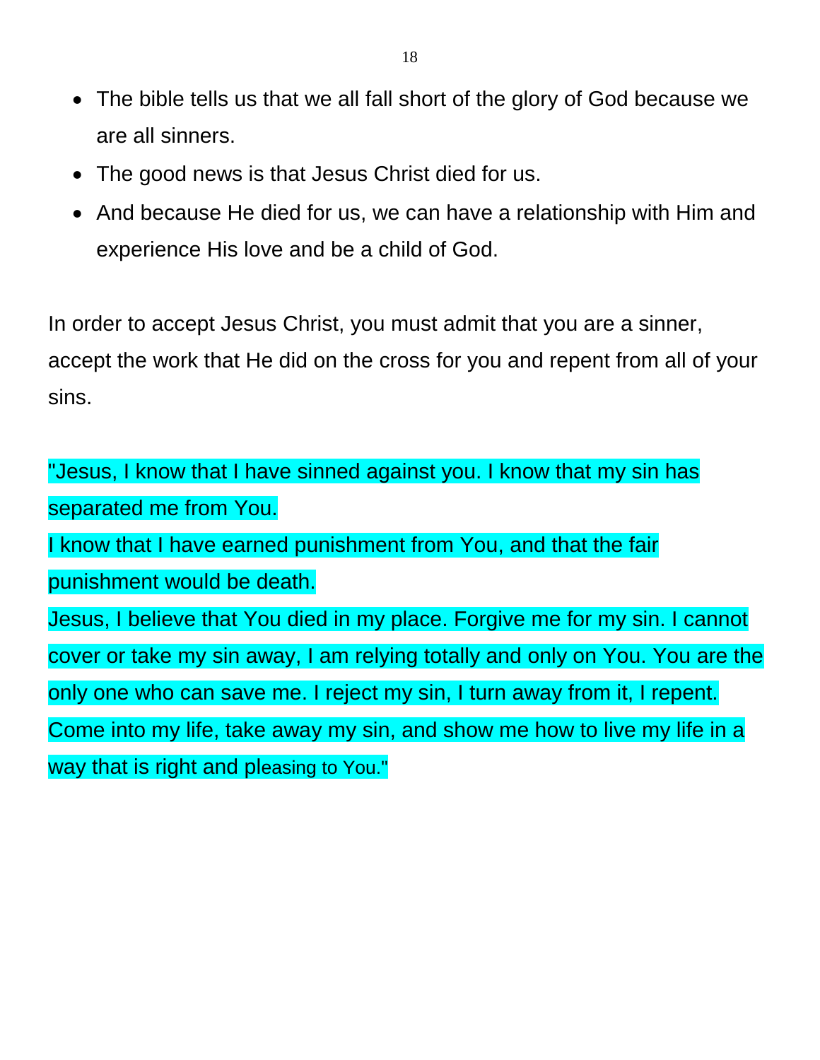- The bible tells us that we all fall short of the glory of God because we are all sinners.
- The good news is that Jesus Christ died for us.
- And because He died for us, we can have a relationship with Him and experience His love and be a child of God.

In order to accept Jesus Christ, you must admit that you are a sinner, accept the work that He did on the cross for you and repent from all of your sins.

"Jesus, I know that I have sinned against you. I know that my sin has separated me from You.
I know that I have earned punishment from You, and that the fair punishment would be death.
Jesus, I believe that You died in my place. Forgive me for my sin. I cannot cover or take my sin away, I am relying totally and only on You. You are the only one who can save me. I reject my sin, I turn away from it, I repent. Come into my life, take away my sin, and show me how to live my life in a way that is right and pleasing to You."